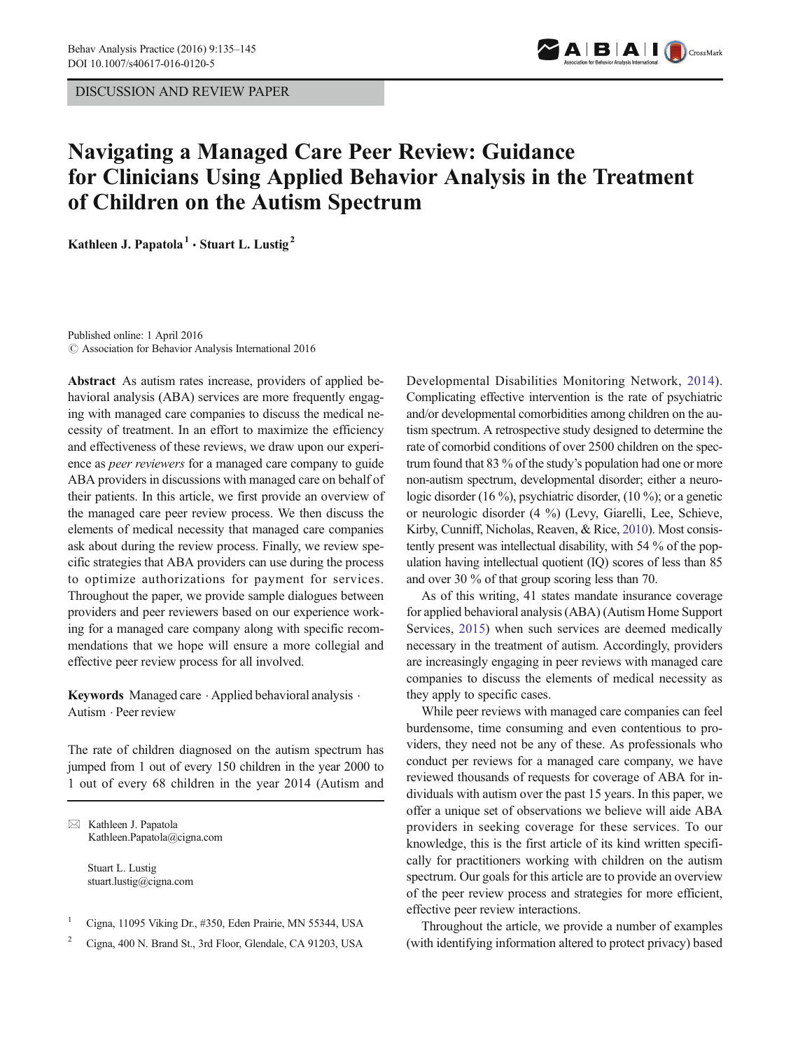DISCUSSION AND REVIEW PAPER

# Navigating a Managed Care Peer Review: Guidance for Clinicians Using Applied Behavior Analysis in the Treatment of Children on the Autism Spectrum

**Kathleen J. Papatola[1] · Stuart L. Lustig[2]**

Published online: 1 April 2016
© Association for Behavior Analysis International 2016

**Abstract** As autism rates increase, providers of applied behavioral analysis (ABA) services are more frequently engaging with managed care companies to discuss the medical necessity of treatment. In an effort to maximize the efficiency and effectiveness of these reviews, we draw upon our experience as *peer reviewers* for a managed care company to guide ABA providers in discussions with managed care on behalf of their patients. In this article, we first provide an overview of the managed care peer review process. We then discuss the elements of medical necessity that managed care companies ask about during the review process. Finally, we review specific strategies that ABA providers can use during the process to optimize authorizations for payment for services. Throughout the paper, we provide sample dialogues between providers and peer reviewers based on our experience working for a managed care company along with specific recommendations that we hope will ensure a more collegial and effective peer review process for all involved.

**Keywords** Managed care · Applied behavioral analysis · Autism · Peer review

The rate of children diagnosed on the autism spectrum has jumped from 1 out of every 150 children in the year 2000 to 1 out of every 68 children in the year 2014 (Autism and Developmental Disabilities Monitoring Network, 2014). Complicating effective intervention is the rate of psychiatric and/or developmental comorbidities among children on the autism spectrum. A retrospective study designed to determine the rate of comorbid conditions of over 2500 children on the spectrum found that 83 % of the study's population had one or more non-autism spectrum, developmental disorder; either a neurologic disorder (16 %), psychiatric disorder, (10 %); or a genetic or neurologic disorder (4 %) (Levy, Giarelli, Lee, Schieve, Kirby, Cunniff, Nicholas, Reaven, & Rice, 2010). Most consistently present was intellectual disability, with 54 % of the population having intellectual quotient (IQ) scores of less than 85 and over 30 % of that group scoring less than 70.

As of this writing, 41 states mandate insurance coverage for applied behavioral analysis (ABA) (Autism Home Support Services, 2015) when such services are deemed medically necessary in the treatment of autism. Accordingly, providers are increasingly engaging in peer reviews with managed care companies to discuss the elements of medical necessity as they apply to specific cases.

While peer reviews with managed care companies can feel burdensome, time consuming and even contentious to providers, they need not be any of these. As professionals who conduct per reviews for a managed care company, we have reviewed thousands of requests for coverage of ABA for individuals with autism over the past 15 years. In this paper, we offer a unique set of observations we believe will aide ABA providers in seeking coverage for these services. To our knowledge, this is the first article of its kind written specifically for practitioners working with children on the autism spectrum. Our goals for this article are to provide an overview of the peer review process and strategies for more efficient, effective peer review interactions.

Throughout the article, we provide a number of examples (with identifying information altered to protect privacy) based

---

✉ Kathleen J. Papatola
Kathleen.Papatola@cigna.com

Stuart L. Lustig
stuart.lustig@cigna.com

[1] Cigna, 11095 Viking Dr., #350, Eden Prairie, MN 55344, USA

[2] Cigna, 400 N. Brand St., 3rd Floor, Glendale, CA 91203, USA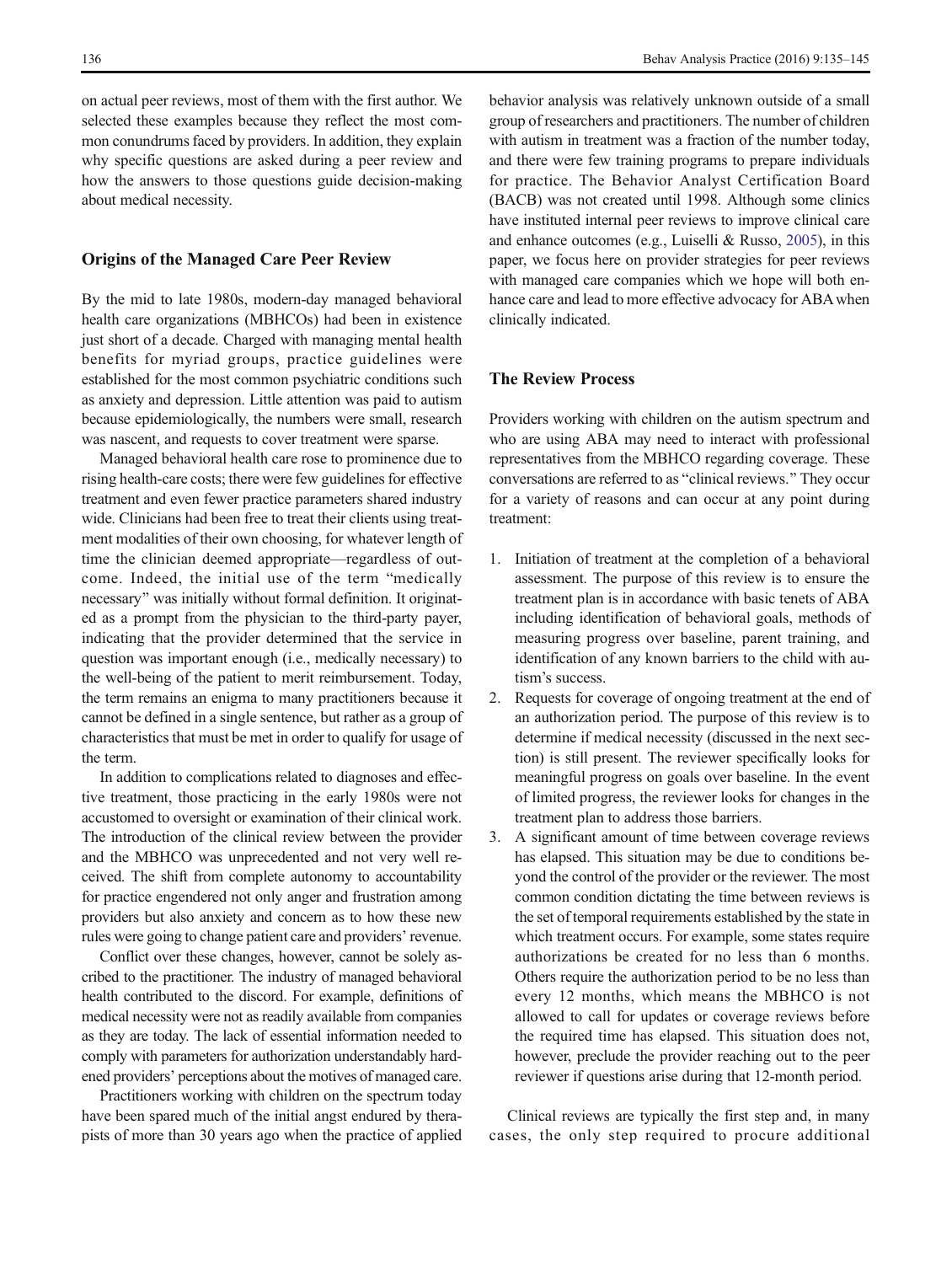on actual peer reviews, most of them with the first author. We selected these examples because they reflect the most common conundrums faced by providers. In addition, they explain why specific questions are asked during a peer review and how the answers to those questions guide decision-making about medical necessity.

## Origins of the Managed Care Peer Review

By the mid to late 1980s, modern-day managed behavioral health care organizations (MBHCOs) had been in existence just short of a decade. Charged with managing mental health benefits for myriad groups, practice guidelines were established for the most common psychiatric conditions such as anxiety and depression. Little attention was paid to autism because epidemiologically, the numbers were small, research was nascent, and requests to cover treatment were sparse.

Managed behavioral health care rose to prominence due to rising health-care costs; there were few guidelines for effective treatment and even fewer practice parameters shared industry wide. Clinicians had been free to treat their clients using treatment modalities of their own choosing, for whatever length of time the clinician deemed appropriate—regardless of outcome. Indeed, the initial use of the term "medically necessary" was initially without formal definition. It originated as a prompt from the physician to the third-party payer, indicating that the provider determined that the service in question was important enough (i.e., medically necessary) to the well-being of the patient to merit reimbursement. Today, the term remains an enigma to many practitioners because it cannot be defined in a single sentence, but rather as a group of characteristics that must be met in order to qualify for usage of the term.

In addition to complications related to diagnoses and effective treatment, those practicing in the early 1980s were not accustomed to oversight or examination of their clinical work. The introduction of the clinical review between the provider and the MBHCO was unprecedented and not very well received. The shift from complete autonomy to accountability for practice engendered not only anger and frustration among providers but also anxiety and concern as to how these new rules were going to change patient care and providers' revenue.

Conflict over these changes, however, cannot be solely ascribed to the practitioner. The industry of managed behavioral health contributed to the discord. For example, definitions of medical necessity were not as readily available from companies as they are today. The lack of essential information needed to comply with parameters for authorization understandably hardened providers' perceptions about the motives of managed care.

Practitioners working with children on the spectrum today have been spared much of the initial angst endured by therapists of more than 30 years ago when the practice of applied behavior analysis was relatively unknown outside of a small group of researchers and practitioners. The number of children with autism in treatment was a fraction of the number today, and there were few training programs to prepare individuals for practice. The Behavior Analyst Certification Board (BACB) was not created until 1998. Although some clinics have instituted internal peer reviews to improve clinical care and enhance outcomes (e.g., Luiselli & Russo, 2005), in this paper, we focus here on provider strategies for peer reviews with managed care companies which we hope will both enhance care and lead to more effective advocacy for ABA when clinically indicated.

## The Review Process

Providers working with children on the autism spectrum and who are using ABA may need to interact with professional representatives from the MBHCO regarding coverage. These conversations are referred to as "clinical reviews." They occur for a variety of reasons and can occur at any point during treatment:

1. Initiation of treatment at the completion of a behavioral assessment. The purpose of this review is to ensure the treatment plan is in accordance with basic tenets of ABA including identification of behavioral goals, methods of measuring progress over baseline, parent training, and identification of any known barriers to the child with autism's success.
2. Requests for coverage of ongoing treatment at the end of an authorization period. The purpose of this review is to determine if medical necessity (discussed in the next section) is still present. The reviewer specifically looks for meaningful progress on goals over baseline. In the event of limited progress, the reviewer looks for changes in the treatment plan to address those barriers.
3. A significant amount of time between coverage reviews has elapsed. This situation may be due to conditions beyond the control of the provider or the reviewer. The most common condition dictating the time between reviews is the set of temporal requirements established by the state in which treatment occurs. For example, some states require authorizations be created for no less than 6 months. Others require the authorization period to be no less than every 12 months, which means the MBHCO is not allowed to call for updates or coverage reviews before the required time has elapsed. This situation does not, however, preclude the provider reaching out to the peer reviewer if questions arise during that 12-month period.

Clinical reviews are typically the first step and, in many cases, the only step required to procure additional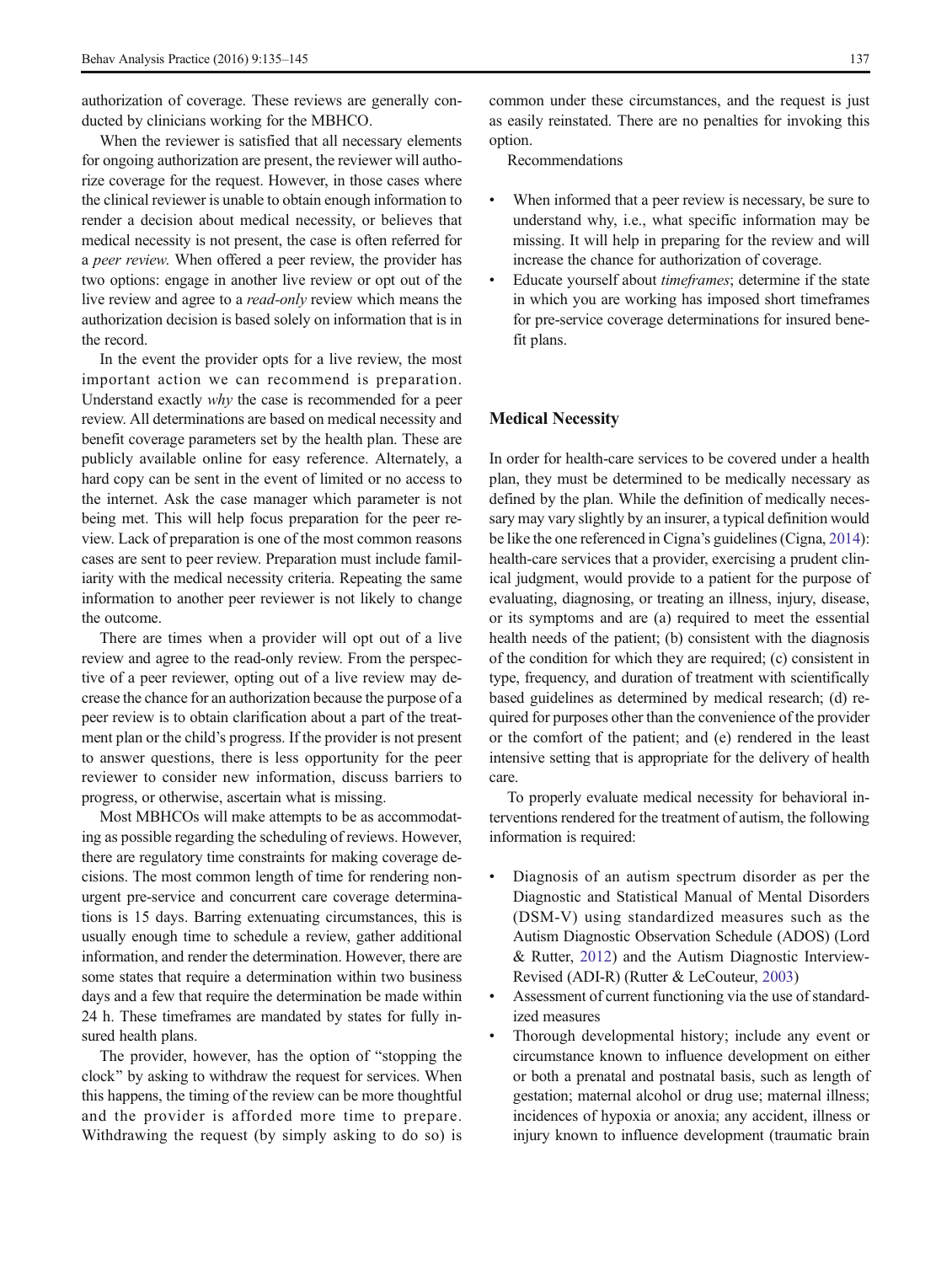authorization of coverage. These reviews are generally conducted by clinicians working for the MBHCO.

When the reviewer is satisfied that all necessary elements for ongoing authorization are present, the reviewer will authorize coverage for the request. However, in those cases where the clinical reviewer is unable to obtain enough information to render a decision about medical necessity, or believes that medical necessity is not present, the case is often referred for a *peer review*. When offered a peer review, the provider has two options: engage in another live review or opt out of the live review and agree to a *read-only* review which means the authorization decision is based solely on information that is in the record.

In the event the provider opts for a live review, the most important action we can recommend is preparation. Understand exactly *why* the case is recommended for a peer review. All determinations are based on medical necessity and benefit coverage parameters set by the health plan. These are publicly available online for easy reference. Alternately, a hard copy can be sent in the event of limited or no access to the internet. Ask the case manager which parameter is not being met. This will help focus preparation for the peer review. Lack of preparation is one of the most common reasons cases are sent to peer review. Preparation must include familiarity with the medical necessity criteria. Repeating the same information to another peer reviewer is not likely to change the outcome.

There are times when a provider will opt out of a live review and agree to the read-only review. From the perspective of a peer reviewer, opting out of a live review may decrease the chance for an authorization because the purpose of a peer review is to obtain clarification about a part of the treatment plan or the child's progress. If the provider is not present to answer questions, there is less opportunity for the peer reviewer to consider new information, discuss barriers to progress, or otherwise, ascertain what is missing.

Most MBHCOs will make attempts to be as accommodating as possible regarding the scheduling of reviews. However, there are regulatory time constraints for making coverage decisions. The most common length of time for rendering non-urgent pre-service and concurrent care coverage determinations is 15 days. Barring extenuating circumstances, this is usually enough time to schedule a review, gather additional information, and render the determination. However, there are some states that require a determination within two business days and a few that require the determination be made within 24 h. These timeframes are mandated by states for fully insured health plans.

The provider, however, has the option of "stopping the clock" by asking to withdraw the request for services. When this happens, the timing of the review can be more thoughtful and the provider is afforded more time to prepare. Withdrawing the request (by simply asking to do so) is common under these circumstances, and the request is just as easily reinstated. There are no penalties for invoking this option.

Recommendations

- When informed that a peer review is necessary, be sure to understand why, i.e., what specific information may be missing. It will help in preparing for the review and will increase the chance for authorization of coverage.
- Educate yourself about *timeframes*; determine if the state in which you are working has imposed short timeframes for pre-service coverage determinations for insured benefit plans.

## Medical Necessity

In order for health-care services to be covered under a health plan, they must be determined to be medically necessary as defined by the plan. While the definition of medically necessary may vary slightly by an insurer, a typical definition would be like the one referenced in Cigna's guidelines (Cigna, 2014): health-care services that a provider, exercising a prudent clinical judgment, would provide to a patient for the purpose of evaluating, diagnosing, or treating an illness, injury, disease, or its symptoms and are (a) required to meet the essential health needs of the patient; (b) consistent with the diagnosis of the condition for which they are required; (c) consistent in type, frequency, and duration of treatment with scientifically based guidelines as determined by medical research; (d) required for purposes other than the convenience of the provider or the comfort of the patient; and (e) rendered in the least intensive setting that is appropriate for the delivery of health care.

To properly evaluate medical necessity for behavioral interventions rendered for the treatment of autism, the following information is required:

- Diagnosis of an autism spectrum disorder as per the Diagnostic and Statistical Manual of Mental Disorders (DSM-V) using standardized measures such as the Autism Diagnostic Observation Schedule (ADOS) (Lord & Rutter, 2012) and the Autism Diagnostic Interview-Revised (ADI-R) (Rutter & LeCouteur, 2003)
- Assessment of current functioning via the use of standardized measures
- Thorough developmental history; include any event or circumstance known to influence development on either or both a prenatal and postnatal basis, such as length of gestation; maternal alcohol or drug use; maternal illness; incidences of hypoxia or anoxia; any accident, illness or injury known to influence development (traumatic brain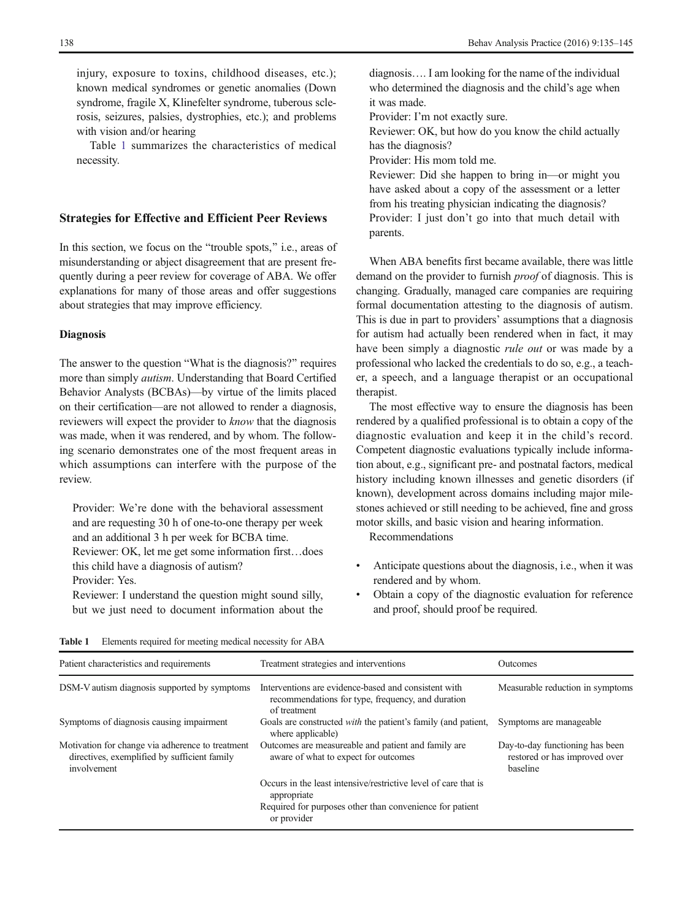injury, exposure to toxins, childhood diseases, etc.); known medical syndromes or genetic anomalies (Down syndrome, fragile X, Klinefelter syndrome, tuberous sclerosis, seizures, palsies, dystrophies, etc.); and problems with vision and/or hearing

Table 1 summarizes the characteristics of medical necessity.

## Strategies for Effective and Efficient Peer Reviews

In this section, we focus on the "trouble spots," i.e., areas of misunderstanding or abject disagreement that are present frequently during a peer review for coverage of ABA. We offer explanations for many of those areas and offer suggestions about strategies that may improve efficiency.

### Diagnosis

The answer to the question "What is the diagnosis?" requires more than simply *autism*. Understanding that Board Certified Behavior Analysts (BCBAs)—by virtue of the limits placed on their certification—are not allowed to render a diagnosis, reviewers will expect the provider to *know* that the diagnosis was made, when it was rendered, and by whom. The following scenario demonstrates one of the most frequent areas in which assumptions can interfere with the purpose of the review.

> Provider: We're done with the behavioral assessment and are requesting 30 h of one-to-one therapy per week and an additional 3 h per week for BCBA time.
>
> Reviewer: OK, let me get some information first…does this child have a diagnosis of autism?
>
> Provider: Yes.
>
> Reviewer: I understand the question might sound silly, but we just need to document information about the diagnosis…. I am looking for the name of the individual who determined the diagnosis and the child's age when it was made.
>
> Provider: I'm not exactly sure.
>
> Reviewer: OK, but how do you know the child actually has the diagnosis?
>
> Provider: His mom told me.
>
> Reviewer: Did she happen to bring in—or might you have asked about a copy of the assessment or a letter from his treating physician indicating the diagnosis?
>
> Provider: I just don't go into that much detail with parents.

When ABA benefits first became available, there was little demand on the provider to furnish *proof* of diagnosis. This is changing. Gradually, managed care companies are requiring formal documentation attesting to the diagnosis of autism. This is due in part to providers' assumptions that a diagnosis for autism had actually been rendered when in fact, it may have been simply a diagnostic *rule out* or was made by a professional who lacked the credentials to do so, e.g., a teacher, a speech, and a language therapist or an occupational therapist.

The most effective way to ensure the diagnosis has been rendered by a qualified professional is to obtain a copy of the diagnostic evaluation and keep it in the child's record. Competent diagnostic evaluations typically include information about, e.g., significant pre- and postnatal factors, medical history including known illnesses and genetic disorders (if known), development across domains including major milestones achieved or still needing to be achieved, fine and gross motor skills, and basic vision and hearing information.

Recommendations

- Anticipate questions about the diagnosis, i.e., when it was rendered and by whom.
- Obtain a copy of the diagnostic evaluation for reference and proof, should proof be required.

**Table 1** Elements required for meeting medical necessity for ABA

| Patient characteristics and requirements | Treatment strategies and interventions | Outcomes |
|---|---|---|
| DSM-V autism diagnosis supported by symptoms | Interventions are evidence-based and consistent with recommendations for type, frequency, and duration of treatment | Measurable reduction in symptoms |
| Symptoms of diagnosis causing impairment | Goals are constructed *with* the patient's family (and patient, where applicable) | Symptoms are manageable |
| Motivation for change via adherence to treatment directives, exemplified by sufficient family involvement | Outcomes are measureable and patient and family are aware of what to expect for outcomes | Day-to-day functioning has been restored or has improved over baseline |
| | Occurs in the least intensive/restrictive level of care that is appropriate | |
| | Required for purposes other than convenience for patient or provider | |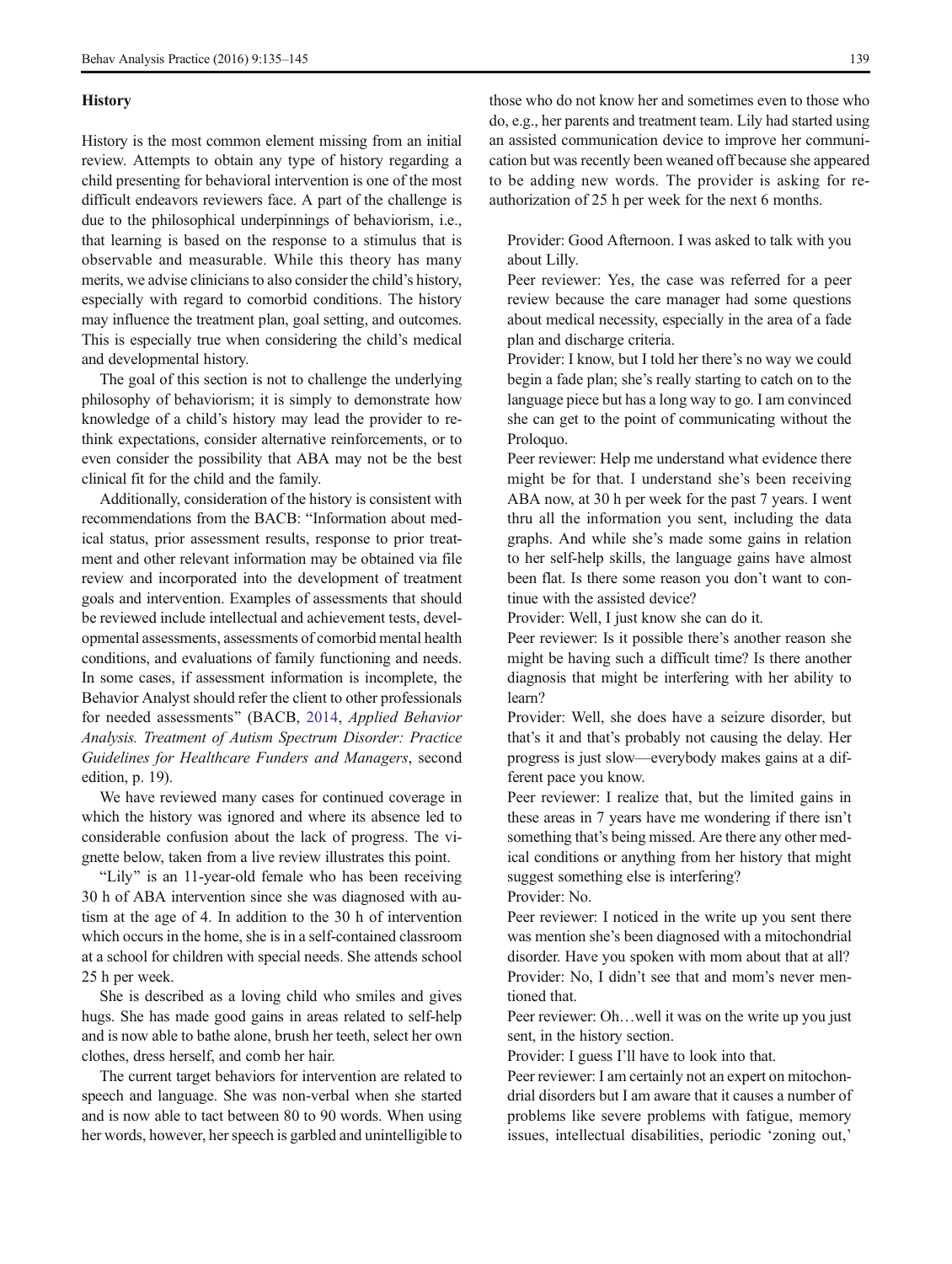### History

History is the most common element missing from an initial review. Attempts to obtain any type of history regarding a child presenting for behavioral intervention is one of the most difficult endeavors reviewers face. A part of the challenge is due to the philosophical underpinnings of behaviorism, i.e., that learning is based on the response to a stimulus that is observable and measurable. While this theory has many merits, we advise clinicians to also consider the child's history, especially with regard to comorbid conditions. The history may influence the treatment plan, goal setting, and outcomes. This is especially true when considering the child's medical and developmental history.

The goal of this section is not to challenge the underlying philosophy of behaviorism; it is simply to demonstrate how knowledge of a child's history may lead the provider to rethink expectations, consider alternative reinforcements, or to even consider the possibility that ABA may not be the best clinical fit for the child and the family.

Additionally, consideration of the history is consistent with recommendations from the BACB: "Information about medical status, prior assessment results, response to prior treatment and other relevant information may be obtained via file review and incorporated into the development of treatment goals and intervention. Examples of assessments that should be reviewed include intellectual and achievement tests, developmental assessments, assessments of comorbid mental health conditions, and evaluations of family functioning and needs. In some cases, if assessment information is incomplete, the Behavior Analyst should refer the client to other professionals for needed assessments" (BACB, 2014, *Applied Behavior Analysis. Treatment of Autism Spectrum Disorder: Practice Guidelines for Healthcare Funders and Managers*, second edition, p. 19).

We have reviewed many cases for continued coverage in which the history was ignored and where its absence led to considerable confusion about the lack of progress. The vignette below, taken from a live review illustrates this point.

"Lily" is an 11-year-old female who has been receiving 30 h of ABA intervention since she was diagnosed with autism at the age of 4. In addition to the 30 h of intervention which occurs in the home, she is in a self-contained classroom at a school for children with special needs. She attends school 25 h per week.

She is described as a loving child who smiles and gives hugs. She has made good gains in areas related to self-help and is now able to bathe alone, brush her teeth, select her own clothes, dress herself, and comb her hair.

The current target behaviors for intervention are related to speech and language. She was non-verbal when she started and is now able to tact between 80 to 90 words. When using her words, however, her speech is garbled and unintelligible to those who do not know her and sometimes even to those who do, e.g., her parents and treatment team. Lily had started using an assisted communication device to improve her communication but was recently been weaned off because she appeared to be adding new words. The provider is asking for reauthorization of 25 h per week for the next 6 months.

> Provider: Good Afternoon. I was asked to talk with you about Lilly.
>
> Peer reviewer: Yes, the case was referred for a peer review because the care manager had some questions about medical necessity, especially in the area of a fade plan and discharge criteria.
>
> Provider: I know, but I told her there's no way we could begin a fade plan; she's really starting to catch on to the language piece but has a long way to go. I am convinced she can get to the point of communicating without the Proloquo.
>
> Peer reviewer: Help me understand what evidence there might be for that. I understand she's been receiving ABA now, at 30 h per week for the past 7 years. I went thru all the information you sent, including the data graphs. And while she's made some gains in relation to her self-help skills, the language gains have almost been flat. Is there some reason you don't want to continue with the assisted device?
>
> Provider: Well, I just know she can do it.
>
> Peer reviewer: Is it possible there's another reason she might be having such a difficult time? Is there another diagnosis that might be interfering with her ability to learn?
>
> Provider: Well, she does have a seizure disorder, but that's it and that's probably not causing the delay. Her progress is just slow—everybody makes gains at a different pace you know.
>
> Peer reviewer: I realize that, but the limited gains in these areas in 7 years have me wondering if there isn't something that's being missed. Are there any other medical conditions or anything from her history that might suggest something else is interfering?
>
> Provider: No.
>
> Peer reviewer: I noticed in the write up you sent there was mention she's been diagnosed with a mitochondrial disorder. Have you spoken with mom about that at all?
>
> Provider: No, I didn't see that and mom's never mentioned that.
>
> Peer reviewer: Oh…well it was on the write up you just sent, in the history section.
>
> Provider: I guess I'll have to look into that.
>
> Peer reviewer: I am certainly not an expert on mitochondrial disorders but I am aware that it causes a number of problems like severe problems with fatigue, memory issues, intellectual disabilities, periodic 'zoning out,'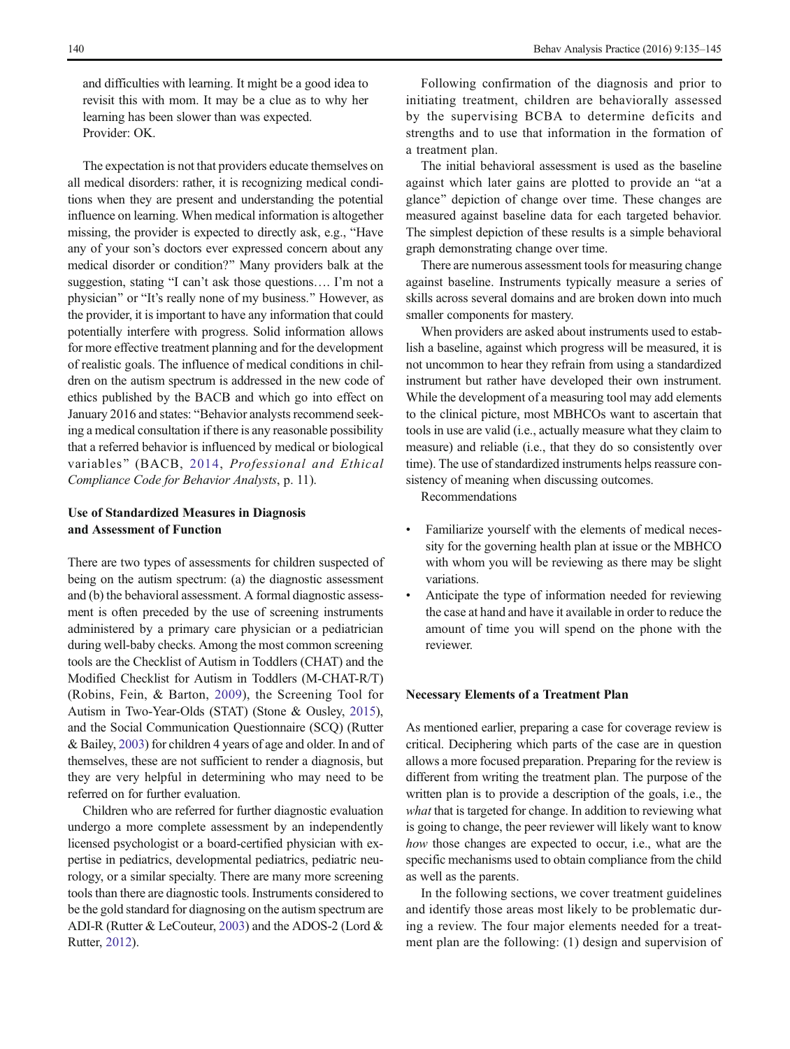and difficulties with learning. It might be a good idea to revisit this with mom. It may be a clue as to why her learning has been slower than was expected.
Provider: OK.

The expectation is not that providers educate themselves on all medical disorders: rather, it is recognizing medical conditions when they are present and understanding the potential influence on learning. When medical information is altogether missing, the provider is expected to directly ask, e.g., "Have any of your son's doctors ever expressed concern about any medical disorder or condition?" Many providers balk at the suggestion, stating "I can't ask those questions…. I'm not a physician" or "It's really none of my business." However, as the provider, it is important to have any information that could potentially interfere with progress. Solid information allows for more effective treatment planning and for the development of realistic goals. The influence of medical conditions in children on the autism spectrum is addressed in the new code of ethics published by the BACB and which go into effect on January 2016 and states: "Behavior analysts recommend seeking a medical consultation if there is any reasonable possibility that a referred behavior is influenced by medical or biological variables" (BACB, 2014, *Professional and Ethical Compliance Code for Behavior Analysts*, p. 11).

### Use of Standardized Measures in Diagnosis and Assessment of Function

There are two types of assessments for children suspected of being on the autism spectrum: (a) the diagnostic assessment and (b) the behavioral assessment. A formal diagnostic assessment is often preceded by the use of screening instruments administered by a primary care physician or a pediatrician during well-baby checks. Among the most common screening tools are the Checklist of Autism in Toddlers (CHAT) and the Modified Checklist for Autism in Toddlers (M-CHAT-R/T) (Robins, Fein, & Barton, 2009), the Screening Tool for Autism in Two-Year-Olds (STAT) (Stone & Ousley, 2015), and the Social Communication Questionnaire (SCQ) (Rutter & Bailey, 2003) for children 4 years of age and older. In and of themselves, these are not sufficient to render a diagnosis, but they are very helpful in determining who may need to be referred on for further evaluation.

Children who are referred for further diagnostic evaluation undergo a more complete assessment by an independently licensed psychologist or a board-certified physician with expertise in pediatrics, developmental pediatrics, pediatric neurology, or a similar specialty. There are many more screening tools than there are diagnostic tools. Instruments considered to be the gold standard for diagnosing on the autism spectrum are ADI-R (Rutter & LeCouteur, 2003) and the ADOS-2 (Lord & Rutter, 2012).

Following confirmation of the diagnosis and prior to initiating treatment, children are behaviorally assessed by the supervising BCBA to determine deficits and strengths and to use that information in the formation of a treatment plan.

The initial behavioral assessment is used as the baseline against which later gains are plotted to provide an "at a glance" depiction of change over time. These changes are measured against baseline data for each targeted behavior. The simplest depiction of these results is a simple behavioral graph demonstrating change over time.

There are numerous assessment tools for measuring change against baseline. Instruments typically measure a series of skills across several domains and are broken down into much smaller components for mastery.

When providers are asked about instruments used to establish a baseline, against which progress will be measured, it is not uncommon to hear they refrain from using a standardized instrument but rather have developed their own instrument. While the development of a measuring tool may add elements to the clinical picture, most MBHCOs want to ascertain that tools in use are valid (i.e., actually measure what they claim to measure) and reliable (i.e., that they do so consistently over time). The use of standardized instruments helps reassure consistency of meaning when discussing outcomes.

Recommendations

- Familiarize yourself with the elements of medical necessity for the governing health plan at issue or the MBHCO with whom you will be reviewing as there may be slight variations.
- Anticipate the type of information needed for reviewing the case at hand and have it available in order to reduce the amount of time you will spend on the phone with the reviewer.

### Necessary Elements of a Treatment Plan

As mentioned earlier, preparing a case for coverage review is critical. Deciphering which parts of the case are in question allows a more focused preparation. Preparing for the review is different from writing the treatment plan. The purpose of the written plan is to provide a description of the goals, i.e., the *what* that is targeted for change. In addition to reviewing what is going to change, the peer reviewer will likely want to know *how* those changes are expected to occur, i.e., what are the specific mechanisms used to obtain compliance from the child as well as the parents.

In the following sections, we cover treatment guidelines and identify those areas most likely to be problematic during a review. The four major elements needed for a treatment plan are the following: (1) design and supervision of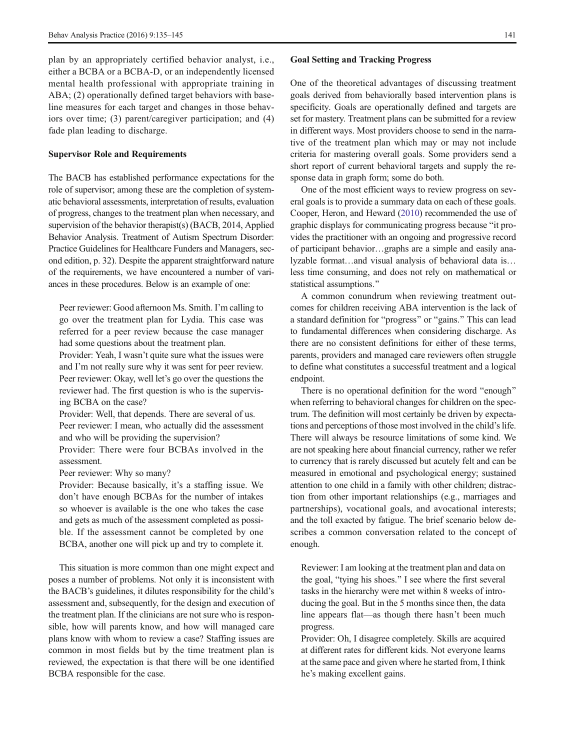plan by an appropriately certified behavior analyst, i.e., either a BCBA or a BCBA-D, or an independently licensed mental health professional with appropriate training in ABA; (2) operationally defined target behaviors with baseline measures for each target and changes in those behaviors over time; (3) parent/caregiver participation; and (4) fade plan leading to discharge.

### Supervisor Role and Requirements

The BACB has established performance expectations for the role of supervisor; among these are the completion of systematic behavioral assessments, interpretation of results, evaluation of progress, changes to the treatment plan when necessary, and supervision of the behavior therapist(s) (BACB, 2014, Applied Behavior Analysis. Treatment of Autism Spectrum Disorder: Practice Guidelines for Healthcare Funders and Managers, second edition, p. 32). Despite the apparent straightforward nature of the requirements, we have encountered a number of variances in these procedures. Below is an example of one:

> Peer reviewer: Good afternoon Ms. Smith. I'm calling to go over the treatment plan for Lydia. This case was referred for a peer review because the case manager had some questions about the treatment plan.
>
> Provider: Yeah, I wasn't quite sure what the issues were and I'm not really sure why it was sent for peer review.
>
> Peer reviewer: Okay, well let's go over the questions the reviewer had. The first question is who is the supervising BCBA on the case?
>
> Provider: Well, that depends. There are several of us.
>
> Peer reviewer: I mean, who actually did the assessment and who will be providing the supervision?
>
> Provider: There were four BCBAs involved in the assessment.
>
> Peer reviewer: Why so many?
>
> Provider: Because basically, it's a staffing issue. We don't have enough BCBAs for the number of intakes so whoever is available is the one who takes the case and gets as much of the assessment completed as possible. If the assessment cannot be completed by one BCBA, another one will pick up and try to complete it.

This situation is more common than one might expect and poses a number of problems. Not only it is inconsistent with the BACB's guidelines, it dilutes responsibility for the child's assessment and, subsequently, for the design and execution of the treatment plan. If the clinicians are not sure who is responsible, how will parents know, and how will managed care plans know with whom to review a case? Staffing issues are common in most fields but by the time treatment plan is reviewed, the expectation is that there will be one identified BCBA responsible for the case.

### Goal Setting and Tracking Progress

One of the theoretical advantages of discussing treatment goals derived from behaviorally based intervention plans is specificity. Goals are operationally defined and targets are set for mastery. Treatment plans can be submitted for a review in different ways. Most providers choose to send in the narrative of the treatment plan which may or may not include criteria for mastering overall goals. Some providers send a short report of current behavioral targets and supply the response data in graph form; some do both.

One of the most efficient ways to review progress on several goals is to provide a summary data on each of these goals. Cooper, Heron, and Heward (2010) recommended the use of graphic displays for communicating progress because "it provides the practitioner with an ongoing and progressive record of participant behavior…graphs are a simple and easily analyzable format…and visual analysis of behavioral data is… less time consuming, and does not rely on mathematical or statistical assumptions."

A common conundrum when reviewing treatment outcomes for children receiving ABA intervention is the lack of a standard definition for "progress" or "gains." This can lead to fundamental differences when considering discharge. As there are no consistent definitions for either of these terms, parents, providers and managed care reviewers often struggle to define what constitutes a successful treatment and a logical endpoint.

There is no operational definition for the word "enough" when referring to behavioral changes for children on the spectrum. The definition will most certainly be driven by expectations and perceptions of those most involved in the child's life. There will always be resource limitations of some kind. We are not speaking here about financial currency, rather we refer to currency that is rarely discussed but acutely felt and can be measured in emotional and psychological energy; sustained attention to one child in a family with other children; distraction from other important relationships (e.g., marriages and partnerships), vocational goals, and avocational interests; and the toll exacted by fatigue. The brief scenario below describes a common conversation related to the concept of enough.

> Reviewer: I am looking at the treatment plan and data on the goal, "tying his shoes." I see where the first several tasks in the hierarchy were met within 8 weeks of introducing the goal. But in the 5 months since then, the data line appears flat—as though there hasn't been much progress.
>
> Provider: Oh, I disagree completely. Skills are acquired at different rates for different kids. Not everyone learns at the same pace and given where he started from, I think he's making excellent gains.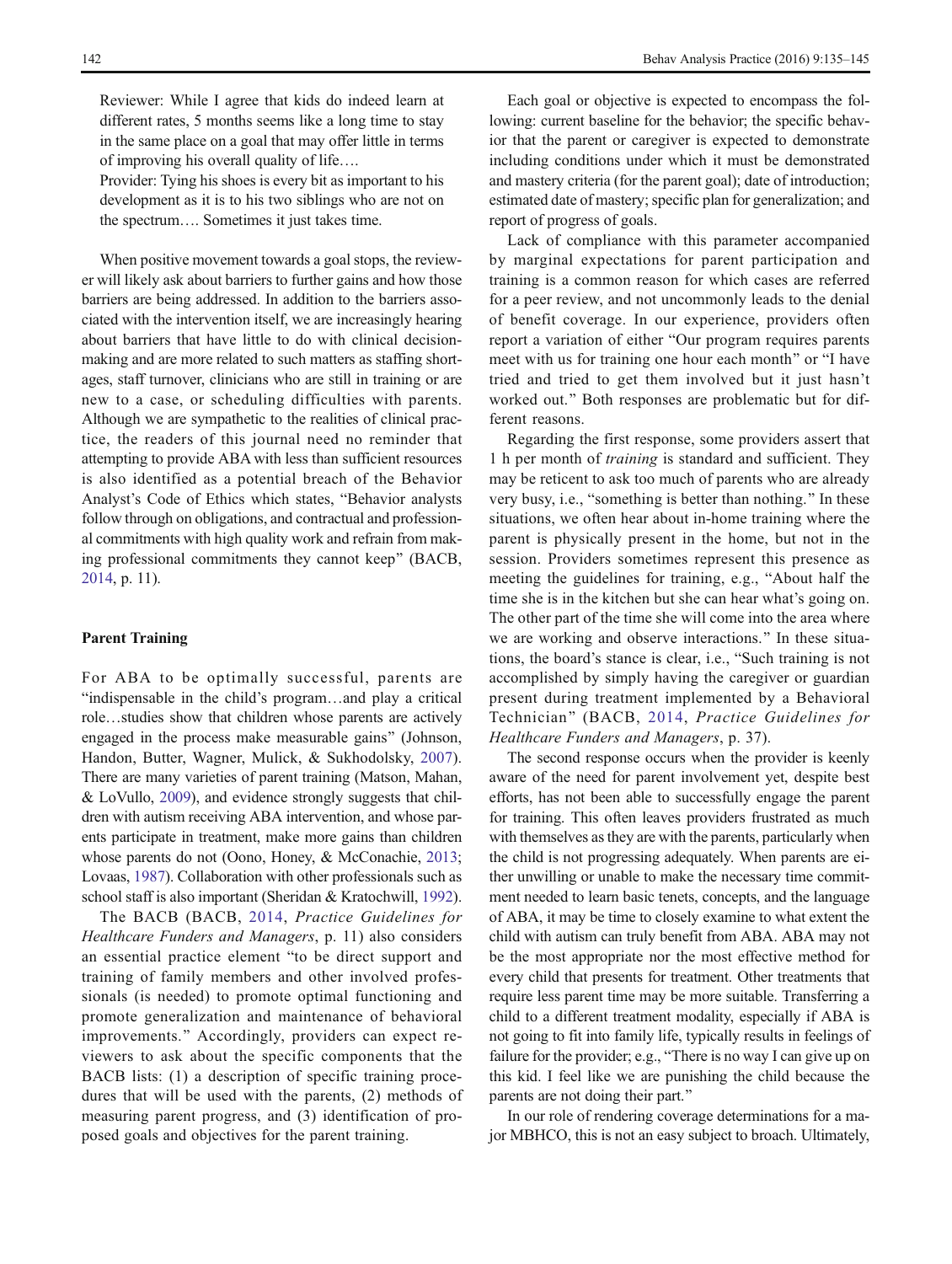Reviewer: While I agree that kids do indeed learn at different rates, 5 months seems like a long time to stay in the same place on a goal that may offer little in terms of improving his overall quality of life….

Provider: Tying his shoes is every bit as important to his development as it is to his two siblings who are not on the spectrum…. Sometimes it just takes time.

When positive movement towards a goal stops, the reviewer will likely ask about barriers to further gains and how those barriers are being addressed. In addition to the barriers associated with the intervention itself, we are increasingly hearing about barriers that have little to do with clinical decision-making and are more related to such matters as staffing shortages, staff turnover, clinicians who are still in training or are new to a case, or scheduling difficulties with parents. Although we are sympathetic to the realities of clinical practice, the readers of this journal need no reminder that attempting to provide ABA with less than sufficient resources is also identified as a potential breach of the Behavior Analyst's Code of Ethics which states, "Behavior analysts follow through on obligations, and contractual and professional commitments with high quality work and refrain from making professional commitments they cannot keep" (BACB, 2014, p. 11).

### Parent Training

For ABA to be optimally successful, parents are "indispensable in the child's program…and play a critical role…studies show that children whose parents are actively engaged in the process make measurable gains" (Johnson, Handon, Butter, Wagner, Mulick, & Sukhodolsky, 2007). There are many varieties of parent training (Matson, Mahan, & LoVullo, 2009), and evidence strongly suggests that children with autism receiving ABA intervention, and whose parents participate in treatment, make more gains than children whose parents do not (Oono, Honey, & McConachie, 2013; Lovaas, 1987). Collaboration with other professionals such as school staff is also important (Sheridan & Kratochwill, 1992).

The BACB (BACB, 2014, *Practice Guidelines for Healthcare Funders and Managers*, p. 11) also considers an essential practice element "to be direct support and training of family members and other involved professionals (is needed) to promote optimal functioning and promote generalization and maintenance of behavioral improvements." Accordingly, providers can expect reviewers to ask about the specific components that the BACB lists: (1) a description of specific training procedures that will be used with the parents, (2) methods of measuring parent progress, and (3) identification of proposed goals and objectives for the parent training.

Each goal or objective is expected to encompass the following: current baseline for the behavior; the specific behavior that the parent or caregiver is expected to demonstrate including conditions under which it must be demonstrated and mastery criteria (for the parent goal); date of introduction; estimated date of mastery; specific plan for generalization; and report of progress of goals.

Lack of compliance with this parameter accompanied by marginal expectations for parent participation and training is a common reason for which cases are referred for a peer review, and not uncommonly leads to the denial of benefit coverage. In our experience, providers often report a variation of either "Our program requires parents meet with us for training one hour each month" or "I have tried and tried to get them involved but it just hasn't worked out." Both responses are problematic but for different reasons.

Regarding the first response, some providers assert that 1 h per month of *training* is standard and sufficient. They may be reticent to ask too much of parents who are already very busy, i.e., "something is better than nothing." In these situations, we often hear about in-home training where the parent is physically present in the home, but not in the session. Providers sometimes represent this presence as meeting the guidelines for training, e.g., "About half the time she is in the kitchen but she can hear what's going on. The other part of the time she will come into the area where we are working and observe interactions." In these situations, the board's stance is clear, i.e., "Such training is not accomplished by simply having the caregiver or guardian present during treatment implemented by a Behavioral Technician" (BACB, 2014, *Practice Guidelines for Healthcare Funders and Managers*, p. 37).

The second response occurs when the provider is keenly aware of the need for parent involvement yet, despite best efforts, has not been able to successfully engage the parent for training. This often leaves providers frustrated as much with themselves as they are with the parents, particularly when the child is not progressing adequately. When parents are either unwilling or unable to make the necessary time commitment needed to learn basic tenets, concepts, and the language of ABA, it may be time to closely examine to what extent the child with autism can truly benefit from ABA. ABA may not be the most appropriate nor the most effective method for every child that presents for treatment. Other treatments that require less parent time may be more suitable. Transferring a child to a different treatment modality, especially if ABA is not going to fit into family life, typically results in feelings of failure for the provider; e.g., "There is no way I can give up on this kid. I feel like we are punishing the child because the parents are not doing their part."

In our role of rendering coverage determinations for a major MBHCO, this is not an easy subject to broach. Ultimately,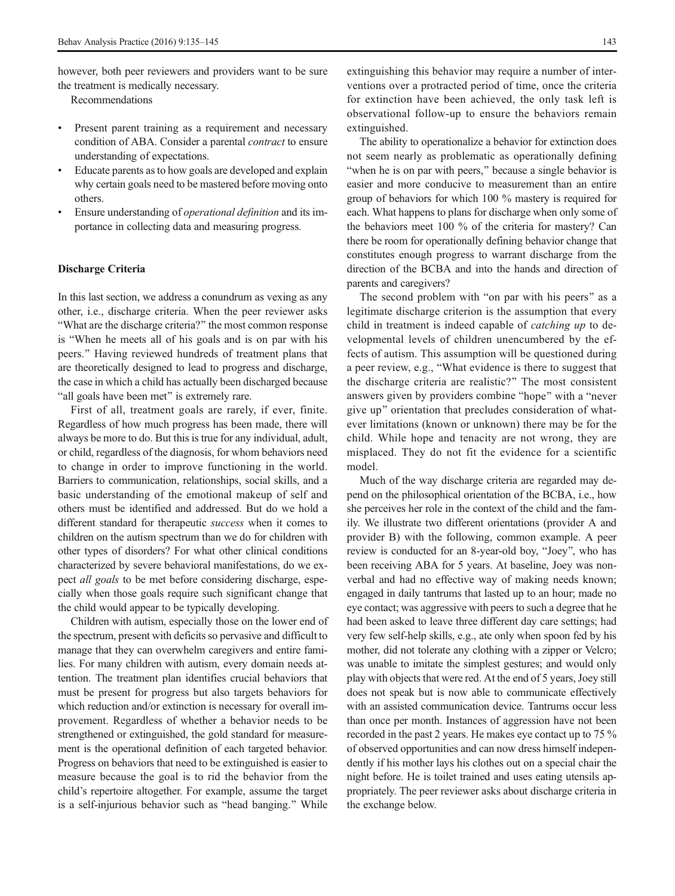however, both peer reviewers and providers want to be sure the treatment is medically necessary.

Recommendations

- Present parent training as a requirement and necessary condition of ABA. Consider a parental *contract* to ensure understanding of expectations.
- Educate parents as to how goals are developed and explain why certain goals need to be mastered before moving onto others.
- Ensure understanding of *operational definition* and its importance in collecting data and measuring progress.

## Discharge Criteria

In this last section, we address a conundrum as vexing as any other, i.e., discharge criteria. When the peer reviewer asks "What are the discharge criteria?" the most common response is "When he meets all of his goals and is on par with his peers." Having reviewed hundreds of treatment plans that are theoretically designed to lead to progress and discharge, the case in which a child has actually been discharged because "all goals have been met" is extremely rare.

First of all, treatment goals are rarely, if ever, finite. Regardless of how much progress has been made, there will always be more to do. But this is true for any individual, adult, or child, regardless of the diagnosis, for whom behaviors need to change in order to improve functioning in the world. Barriers to communication, relationships, social skills, and a basic understanding of the emotional makeup of self and others must be identified and addressed. But do we hold a different standard for therapeutic *success* when it comes to children on the autism spectrum than we do for children with other types of disorders? For what other clinical conditions characterized by severe behavioral manifestations, do we expect *all goals* to be met before considering discharge, especially when those goals require such significant change that the child would appear to be typically developing.

Children with autism, especially those on the lower end of the spectrum, present with deficits so pervasive and difficult to manage that they can overwhelm caregivers and entire families. For many children with autism, every domain needs attention. The treatment plan identifies crucial behaviors that must be present for progress but also targets behaviors for which reduction and/or extinction is necessary for overall improvement. Regardless of whether a behavior needs to be strengthened or extinguished, the gold standard for measurement is the operational definition of each targeted behavior. Progress on behaviors that need to be extinguished is easier to measure because the goal is to rid the behavior from the child's repertoire altogether. For example, assume the target is a self-injurious behavior such as "head banging." While extinguishing this behavior may require a number of interventions over a protracted period of time, once the criteria for extinction have been achieved, the only task left is observational follow-up to ensure the behaviors remain extinguished.

The ability to operationalize a behavior for extinction does not seem nearly as problematic as operationally defining "when he is on par with peers," because a single behavior is easier and more conducive to measurement than an entire group of behaviors for which 100 % mastery is required for each. What happens to plans for discharge when only some of the behaviors meet 100 % of the criteria for mastery? Can there be room for operationally defining behavior change that constitutes enough progress to warrant discharge from the direction of the BCBA and into the hands and direction of parents and caregivers?

The second problem with "on par with his peers" as a legitimate discharge criterion is the assumption that every child in treatment is indeed capable of *catching up* to developmental levels of children unencumbered by the effects of autism. This assumption will be questioned during a peer review, e.g., "What evidence is there to suggest that the discharge criteria are realistic?" The most consistent answers given by providers combine "hope" with a "never give up" orientation that precludes consideration of whatever limitations (known or unknown) there may be for the child. While hope and tenacity are not wrong, they are misplaced. They do not fit the evidence for a scientific model.

Much of the way discharge criteria are regarded may depend on the philosophical orientation of the BCBA, i.e., how she perceives her role in the context of the child and the family. We illustrate two different orientations (provider A and provider B) with the following, common example. A peer review is conducted for an 8-year-old boy, "Joey", who has been receiving ABA for 5 years. At baseline, Joey was nonverbal and had no effective way of making needs known; engaged in daily tantrums that lasted up to an hour; made no eye contact; was aggressive with peers to such a degree that he had been asked to leave three different day care settings; had very few self-help skills, e.g., ate only when spoon fed by his mother, did not tolerate any clothing with a zipper or Velcro; was unable to imitate the simplest gestures; and would only play with objects that were red. At the end of 5 years, Joey still does not speak but is now able to communicate effectively with an assisted communication device. Tantrums occur less than once per month. Instances of aggression have not been recorded in the past 2 years. He makes eye contact up to 75 % of observed opportunities and can now dress himself independently if his mother lays his clothes out on a special chair the night before. He is toilet trained and uses eating utensils appropriately. The peer reviewer asks about discharge criteria in the exchange below.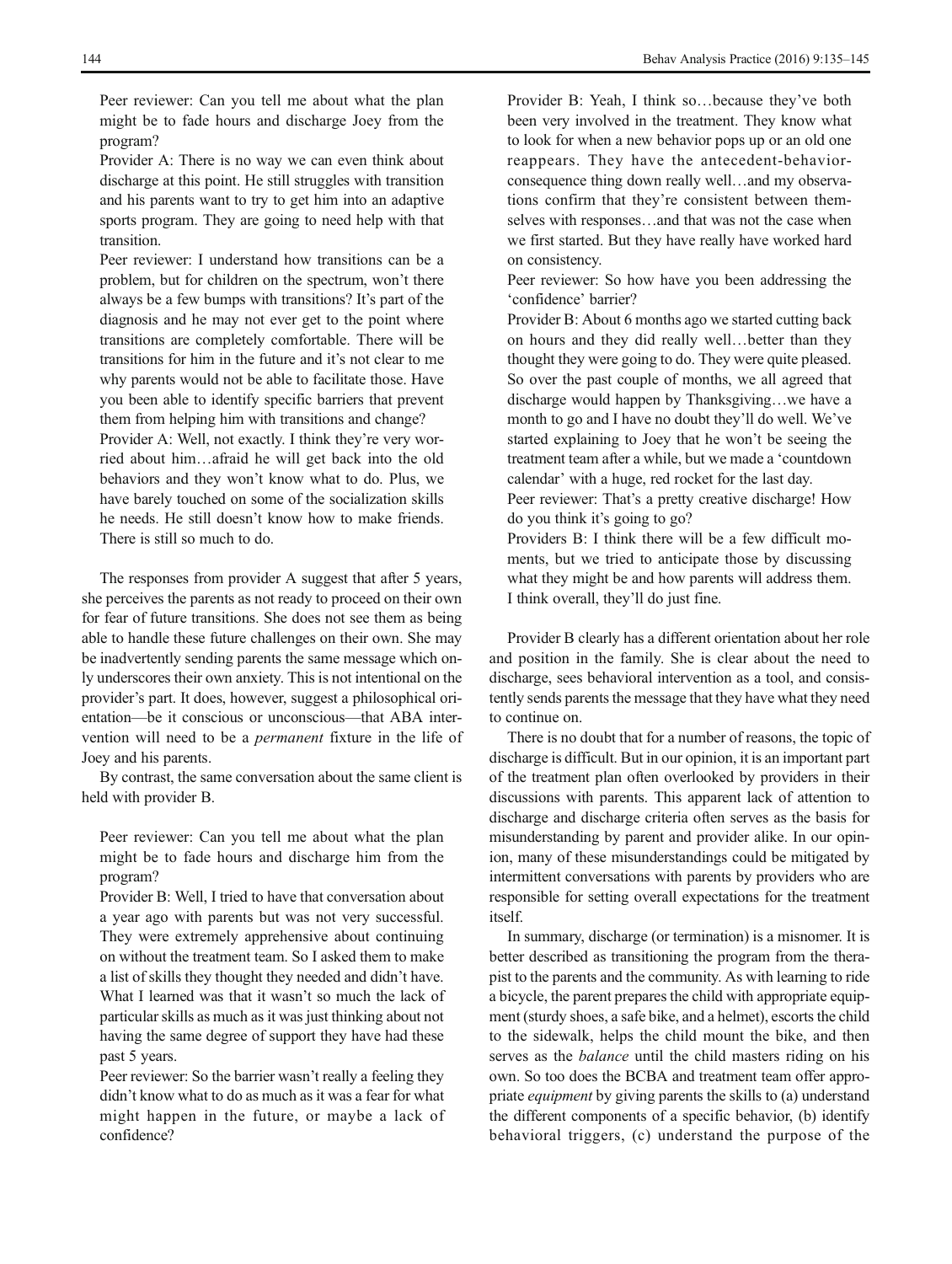Peer reviewer: Can you tell me about what the plan might be to fade hours and discharge Joey from the program?

Provider A: There is no way we can even think about discharge at this point. He still struggles with transition and his parents want to try to get him into an adaptive sports program. They are going to need help with that transition.

Peer reviewer: I understand how transitions can be a problem, but for children on the spectrum, won't there always be a few bumps with transitions? It's part of the diagnosis and he may not ever get to the point where transitions are completely comfortable. There will be transitions for him in the future and it's not clear to me why parents would not be able to facilitate those. Have you been able to identify specific barriers that prevent them from helping him with transitions and change?

Provider A: Well, not exactly. I think they're very worried about him…afraid he will get back into the old behaviors and they won't know what to do. Plus, we have barely touched on some of the socialization skills he needs. He still doesn't know how to make friends. There is still so much to do.

The responses from provider A suggest that after 5 years, she perceives the parents as not ready to proceed on their own for fear of future transitions. She does not see them as being able to handle these future challenges on their own. She may be inadvertently sending parents the same message which only underscores their own anxiety. This is not intentional on the provider's part. It does, however, suggest a philosophical orientation—be it conscious or unconscious—that ABA intervention will need to be a *permanent* fixture in the life of Joey and his parents.

By contrast, the same conversation about the same client is held with provider B.

Peer reviewer: Can you tell me about what the plan might be to fade hours and discharge him from the program?

Provider B: Well, I tried to have that conversation about a year ago with parents but was not very successful. They were extremely apprehensive about continuing on without the treatment team. So I asked them to make a list of skills they thought they needed and didn't have. What I learned was that it wasn't so much the lack of particular skills as much as it was just thinking about not having the same degree of support they have had these past 5 years.

Peer reviewer: So the barrier wasn't really a feeling they didn't know what to do as much as it was a fear for what might happen in the future, or maybe a lack of confidence?

Provider B: Yeah, I think so…because they've both been very involved in the treatment. They know what to look for when a new behavior pops up or an old one reappears. They have the antecedent-behavior-consequence thing down really well…and my observations confirm that they're consistent between themselves with responses…and that was not the case when we first started. But they have really have worked hard on consistency.

Peer reviewer: So how have you been addressing the 'confidence' barrier?

Provider B: About 6 months ago we started cutting back on hours and they did really well…better than they thought they were going to do. They were quite pleased. So over the past couple of months, we all agreed that discharge would happen by Thanksgiving…we have a month to go and I have no doubt they'll do well. We've started explaining to Joey that he won't be seeing the treatment team after a while, but we made a 'countdown calendar' with a huge, red rocket for the last day.

Peer reviewer: That's a pretty creative discharge! How do you think it's going to go?

Providers B: I think there will be a few difficult moments, but we tried to anticipate those by discussing what they might be and how parents will address them. I think overall, they'll do just fine.

Provider B clearly has a different orientation about her role and position in the family. She is clear about the need to discharge, sees behavioral intervention as a tool, and consistently sends parents the message that they have what they need to continue on.

There is no doubt that for a number of reasons, the topic of discharge is difficult. But in our opinion, it is an important part of the treatment plan often overlooked by providers in their discussions with parents. This apparent lack of attention to discharge and discharge criteria often serves as the basis for misunderstanding by parent and provider alike. In our opinion, many of these misunderstandings could be mitigated by intermittent conversations with parents by providers who are responsible for setting overall expectations for the treatment itself.

In summary, discharge (or termination) is a misnomer. It is better described as transitioning the program from the therapist to the parents and the community. As with learning to ride a bicycle, the parent prepares the child with appropriate equipment (sturdy shoes, a safe bike, and a helmet), escorts the child to the sidewalk, helps the child mount the bike, and then serves as the *balance* until the child masters riding on his own. So too does the BCBA and treatment team offer appropriate *equipment* by giving parents the skills to (a) understand the different components of a specific behavior, (b) identify behavioral triggers, (c) understand the purpose of the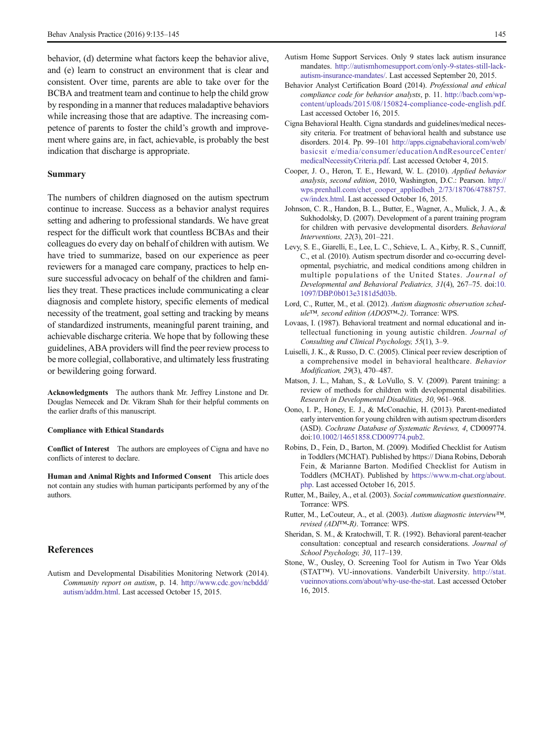behavior, (d) determine what factors keep the behavior alive, and (e) learn to construct an environment that is clear and consistent. Over time, parents are able to take over for the BCBA and treatment team and continue to help the child grow by responding in a manner that reduces maladaptive behaviors while increasing those that are adaptive. The increasing competence of parents to foster the child's growth and improvement where gains are, in fact, achievable, is probably the best indication that discharge is appropriate.

## Summary

The numbers of children diagnosed on the autism spectrum continue to increase. Success as a behavior analyst requires setting and adhering to professional standards. We have great respect for the difficult work that countless BCBAs and their colleagues do every day on behalf of children with autism. We have tried to summarize, based on our experience as peer reviewers for a managed care company, practices to help ensure successful advocacy on behalf of the children and families they treat. These practices include communicating a clear diagnosis and complete history, specific elements of medical necessity of the treatment, goal setting and tracking by means of standardized instruments, meaningful parent training, and achievable discharge criteria. We hope that by following these guidelines, ABA providers will find the peer review process to be more collegial, collaborative, and ultimately less frustrating or bewildering going forward.

**Acknowledgments** The authors thank Mr. Jeffrey Linstone and Dr. Douglas Nemecek and Dr. Vikram Shah for their helpful comments on the earlier drafts of this manuscript.

**Compliance with Ethical Standards**

**Conflict of Interest** The authors are employees of Cigna and have no conflicts of interest to declare.

**Human and Animal Rights and Informed Consent** This article does not contain any studies with human participants performed by any of the authors.

## References

Autism and Developmental Disabilities Monitoring Network (2014). *Community report on autism*, p. 14. http://www.cdc.gov/ncbddd/autism/addm.html. Last accessed October 15, 2015.

Autism Home Support Services. Only 9 states lack autism insurance mandates. http://autismhomesupport.com/only-9-states-still-lack-autism-insurance-mandates/. Last accessed September 20, 2015.

Behavior Analyst Certification Board (2014). *Professional and ethical compliance code for behavior analysts*, p. 11. http://bacb.com/wp-content/uploads/2015/08/150824-compliance-code-english.pdf. Last accessed October 16, 2015.

Cigna Behavioral Health. Cigna standards and guidelines/medical necessity criteria. For treatment of behavioral health and substance use disorders. 2014. Pp. 99–101 http://apps.cignabehavioral.com/web/basicsit e/media/consumer/educationAndResourceCenter/medicalNecessityCriteria.pdf. Last accessed October 4, 2015.

Cooper, J. O., Heron, T. E., Heward, W. L. (2010). *Applied behavior analysis*, *second edition*, 2010, Washington, D.C.: Pearson. http://wps.prenhall.com/chet_cooper_appliedbeh_2/73/18706/4788757.cw/index.html. Last accessed October 16, 2015.

Johnson, C. R., Handon, B. L., Butter, E., Wagner, A., Mulick, J. A., & Sukhodolsky, D. (2007). Development of a parent training program for children with pervasive developmental disorders. *Behavioral Interventions, 22*(3), 201–221.

Levy, S. E., Giarelli, E., Lee, L. C., Schieve, L. A., Kirby, R. S., Cunniff, C., et al. (2010). Autism spectrum disorder and co-occurring developmental, psychiatric, and medical conditions among children in multiple populations of the United States. *Journal of Developmental and Behavioral Pediatrics, 31*(4), 267–75. doi:10.1097/DBP.0b013e3181d5d03b.

Lord, C., Rutter, M., et al. (2012). *Autism diagnostic observation schedule™, second edition (ADOS™-2)*. Torrance: WPS.

Lovaas, I. (1987). Behavioral treatment and normal educational and intellectual functioning in young autistic children. *Journal of Consulting and Clinical Psychology, 55*(1), 3–9.

Luiselli, J. K., & Russo, D. C. (2005). Clinical peer review description of a comprehensive model in behavioral healthcare. *Behavior Modification, 29*(3), 470–487.

Matson, J. L., Mahan, S., & LoVullo, S. V. (2009). Parent training: a review of methods for children with developmental disabilities. *Research in Developmental Disabilities, 30*, 961–968.

Oono, I. P., Honey, E. J., & McConachie, H. (2013). Parent-mediated early intervention for young children with autism spectrum disorders (ASD). *Cochrane Database of Systematic Reviews, 4*, CD009774. doi:10.1002/14651858.CD009774.pub2.

Robins, D., Fein, D., Barton, M. (2009). Modified Checklist for Autism in Toddlers (MCHAT). Published by https:// Diana Robins, Deborah Fein, & Marianne Barton. Modified Checklist for Autism in Toddlers (MCHAT). Published by https://www.m-chat.org/about.php. Last accessed October 16, 2015.

Rutter, M., Bailey, A., et al. (2003). *Social communication questionnaire*. Torrance: WPS.

Rutter, M., LeCouteur, A., et al. (2003). *Autism diagnostic interview™, revised (ADI™-R)*. Torrance: WPS.

Sheridan, S. M., & Kratochwill, T. R. (1992). Behavioral parent-teacher consultation: conceptual and research considerations. *Journal of School Psychology, 30*, 117–139.

Stone, W., Ousley, O. Screening Tool for Autism in Two Year Olds (STAT™). VU-innovations. Vanderbilt University. http://stat.vueinnovations.com/about/why-use-the-stat. Last accessed October 16, 2015.